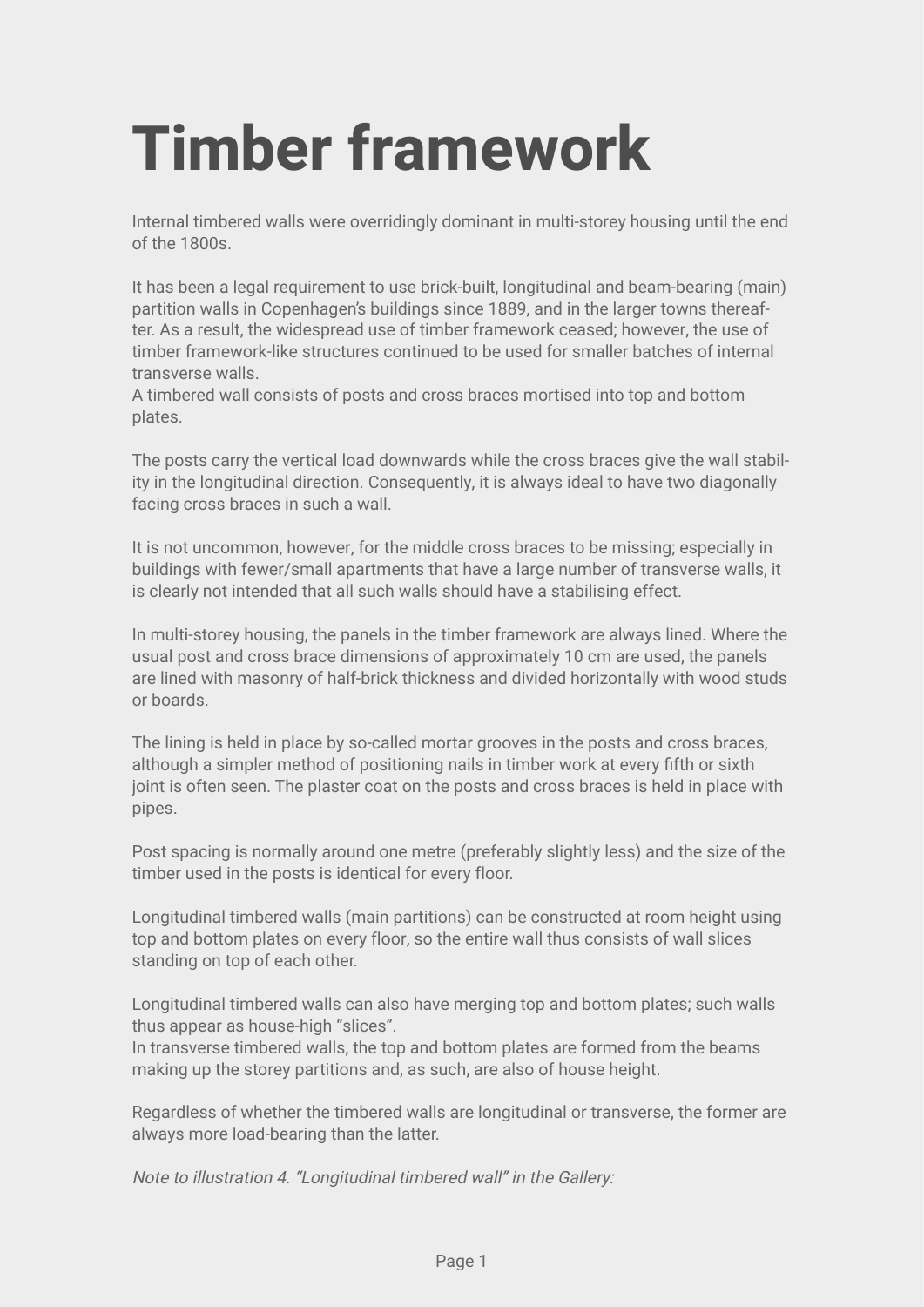# Timber framework

Internal timbered walls were overridingly dominant in multi-storey housing until the end of the 1800s.

It has been a legal requirement to use brick-built, longitudinal and beam-bearing (main) partition walls in Copenhagen's buildings since 1889, and in the larger towns thereafter. As a result, the widespread use of timber framework ceased; however, the use of timber framework-like structures continued to be used for smaller batches of internal transverse walls.
A timbered wall consists of posts and cross braces mortised into top and bottom plates.

The posts carry the vertical load downwards while the cross braces give the wall stability in the longitudinal direction. Consequently, it is always ideal to have two diagonally facing cross braces in such a wall.

It is not uncommon, however, for the middle cross braces to be missing; especially in buildings with fewer/small apartments that have a large number of transverse walls, it is clearly not intended that all such walls should have a stabilising effect.

In multi-storey housing, the panels in the timber framework are always lined. Where the usual post and cross brace dimensions of approximately 10 cm are used, the panels are lined with masonry of half-brick thickness and divided horizontally with wood studs or boards.

The lining is held in place by so-called mortar grooves in the posts and cross braces, although a simpler method of positioning nails in timber work at every fifth or sixth joint is often seen. The plaster coat on the posts and cross braces is held in place with pipes.

Post spacing is normally around one metre (preferably slightly less) and the size of the timber used in the posts is identical for every floor.

Longitudinal timbered walls (main partitions) can be constructed at room height using top and bottom plates on every floor, so the entire wall thus consists of wall slices standing on top of each other.

Longitudinal timbered walls can also have merging top and bottom plates; such walls thus appear as house-high "slices".
In transverse timbered walls, the top and bottom plates are formed from the beams making up the storey partitions and, as such, are also of house height.

Regardless of whether the timbered walls are longitudinal or transverse, the former are always more load-bearing than the latter.

*Note to illustration 4. "Longitudinal timbered wall" in the Gallery:*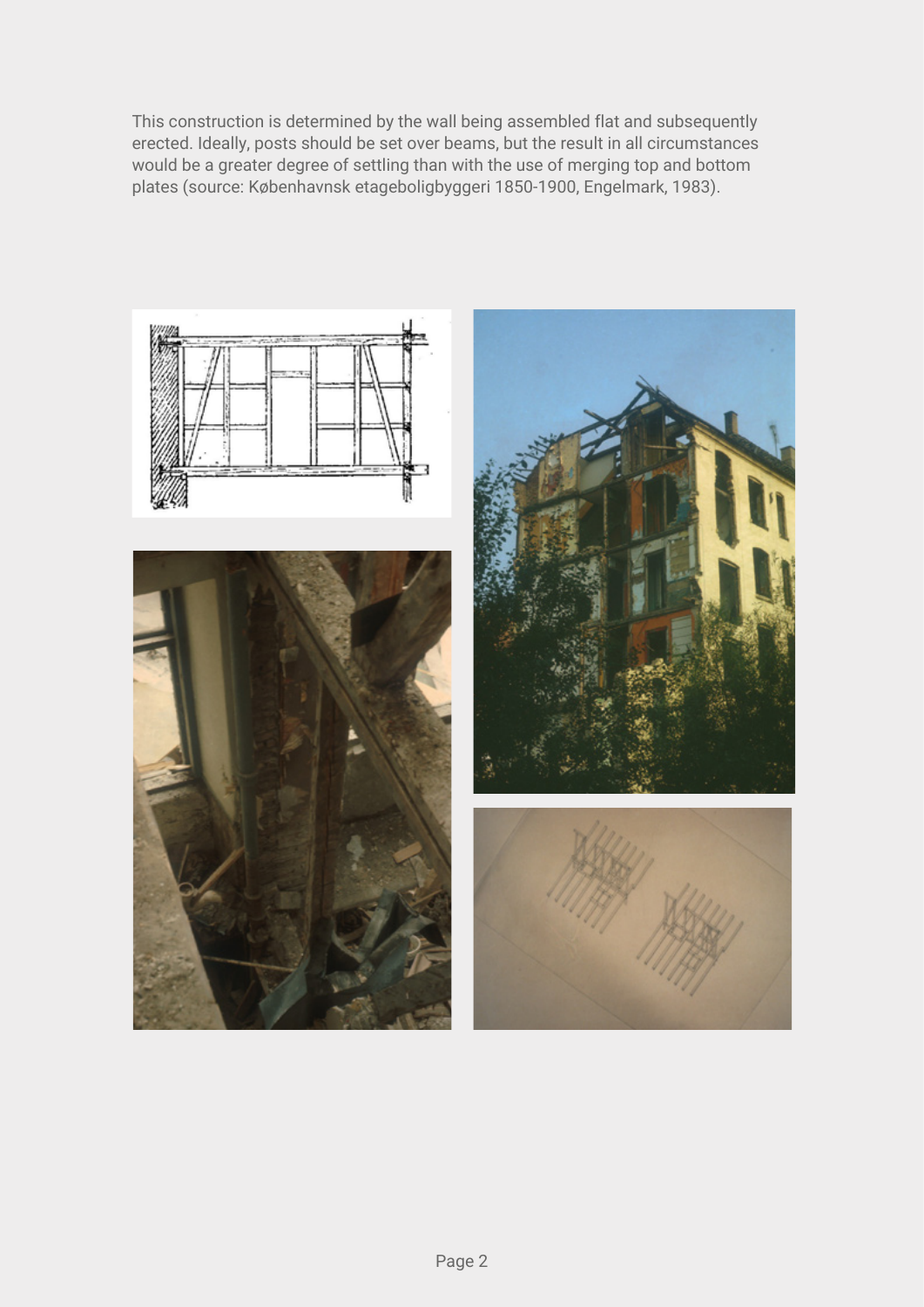This construction is determined by the wall being assembled flat and subsequently erected. Ideally, posts should be set over beams, but the result in all circumstances would be a greater degree of settling than with the use of merging top and bottom plates (source: Københavnsk etageboligbyggeri 1850-1900, Engelmark, 1983).